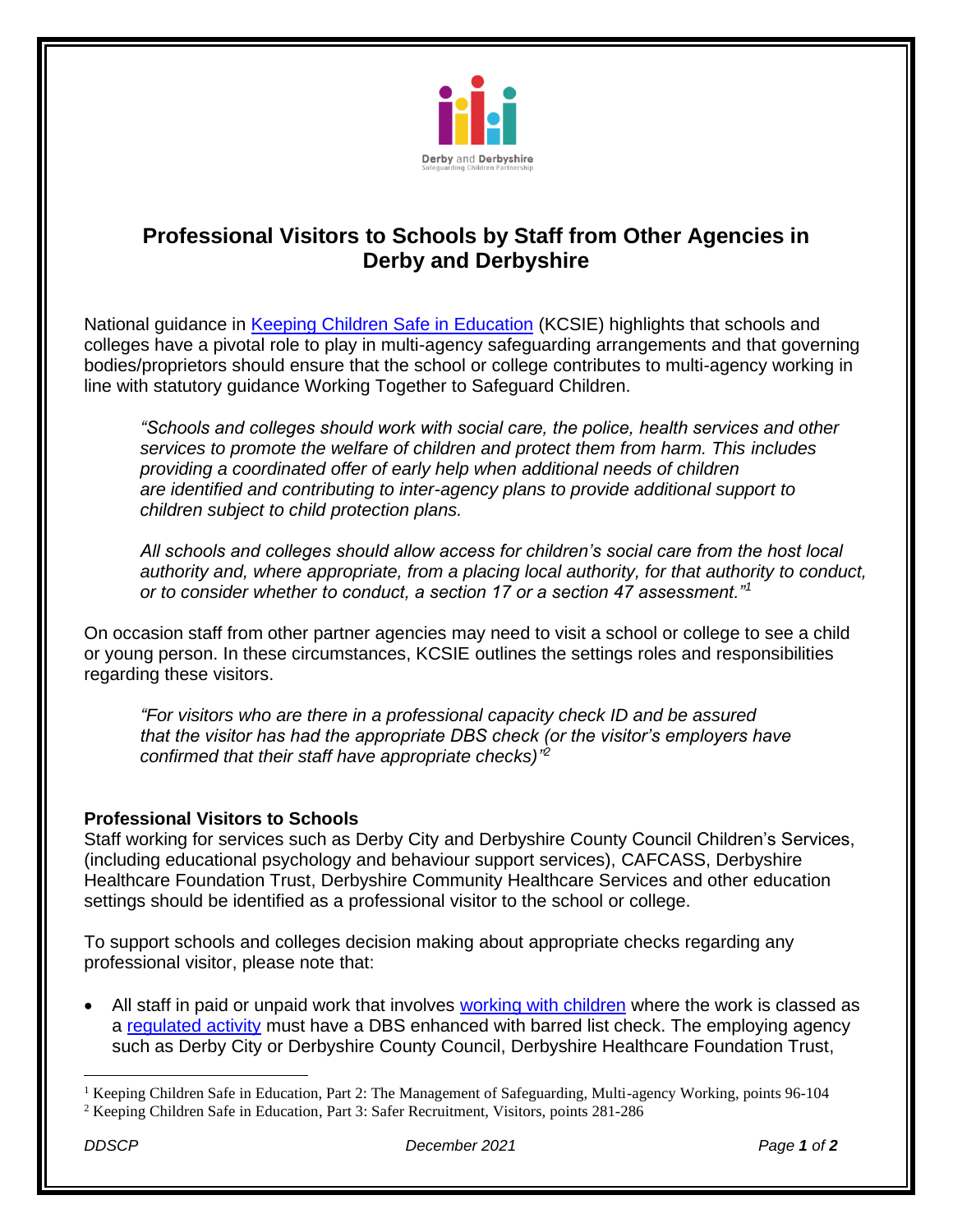# Professional Visitors to Schools by Staff from Other Agencies in Derby and Derbyshire

National guidance in Keeping Children Safe in Education (KCSIE) highlights that schools and colleges have a pivotal role to play in multi-agency safeguarding arrangements and that governing bodies/proprietors should ensure that the school or college contributes to multi-agency working in line with statutory guidance Working Together to Safeguard Children.

> *"Schools and colleges should work with social care, the police, health services and other services to promote the welfare of children and protect them from harm. This includes providing a coordinated offer of early help when additional needs of children are identified and contributing to inter-agency plans to provide additional support to children subject to child protection plans.*
>
> *All schools and colleges should allow access for children's social care from the host local authority and, where appropriate, from a placing local authority, for that authority to conduct, or to consider whether to conduct, a section 17 or a section 47 assessment."*[1]

On occasion staff from other partner agencies may need to visit a school or college to see a child or young person. In these circumstances, KCSIE outlines the settings roles and responsibilities regarding these visitors.

> *"For visitors who are there in a professional capacity check ID and be assured that the visitor has had the appropriate DBS check (or the visitor's employers have confirmed that their staff have appropriate checks)"*[2]

**Professional Visitors to Schools**

Staff working for services such as Derby City and Derbyshire County Council Children's Services, (including educational psychology and behaviour support services), CAFCASS, Derbyshire Healthcare Foundation Trust, Derbyshire Community Healthcare Services and other education settings should be identified as a professional visitor to the school or college.

To support schools and colleges decision making about appropriate checks regarding any professional visitor, please note that:

- All staff in paid or unpaid work that involves working with children where the work is classed as a regulated activity must have a DBS enhanced with barred list check. The employing agency such as Derby City or Derbyshire County Council, Derbyshire Healthcare Foundation Trust,

---

[1] Keeping Children Safe in Education, Part 2: The Management of Safeguarding, Multi-agency Working, points 96-104

[2] Keeping Children Safe in Education, Part 3: Safer Recruitment, Visitors, points 281-286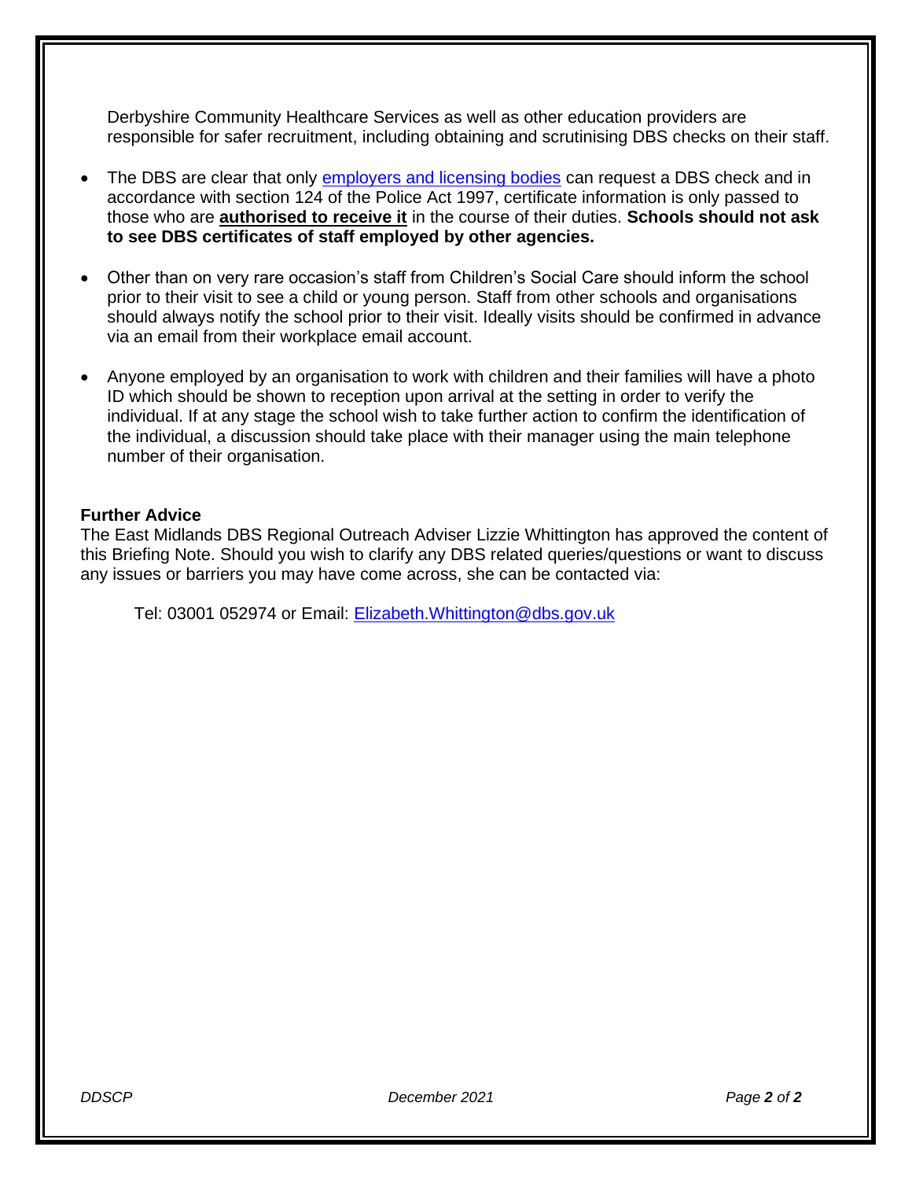Derbyshire Community Healthcare Services as well as other education providers are responsible for safer recruitment, including obtaining and scrutinising DBS checks on their staff.

- The DBS are clear that only [employers and licensing bodies] can request a DBS check and in accordance with section 124 of the Police Act 1997, certificate information is only passed to those who are **authorised to receive it** in the course of their duties. **Schools should not ask to see DBS certificates of staff employed by other agencies.**

- Other than on very rare occasion's staff from Children's Social Care should inform the school prior to their visit to see a child or young person. Staff from other schools and organisations should always notify the school prior to their visit. Ideally visits should be confirmed in advance via an email from their workplace email account.

- Anyone employed by an organisation to work with children and their families will have a photo ID which should be shown to reception upon arrival at the setting in order to verify the individual. If at any stage the school wish to take further action to confirm the identification of the individual, a discussion should take place with their manager using the main telephone number of their organisation.

**Further Advice**

The East Midlands DBS Regional Outreach Adviser Lizzie Whittington has approved the content of this Briefing Note. Should you wish to clarify any DBS related queries/questions or want to discuss any issues or barriers you may have come across, she can be contacted via:

Tel: 03001 052974 or Email: Elizabeth.Whittington@dbs.gov.uk